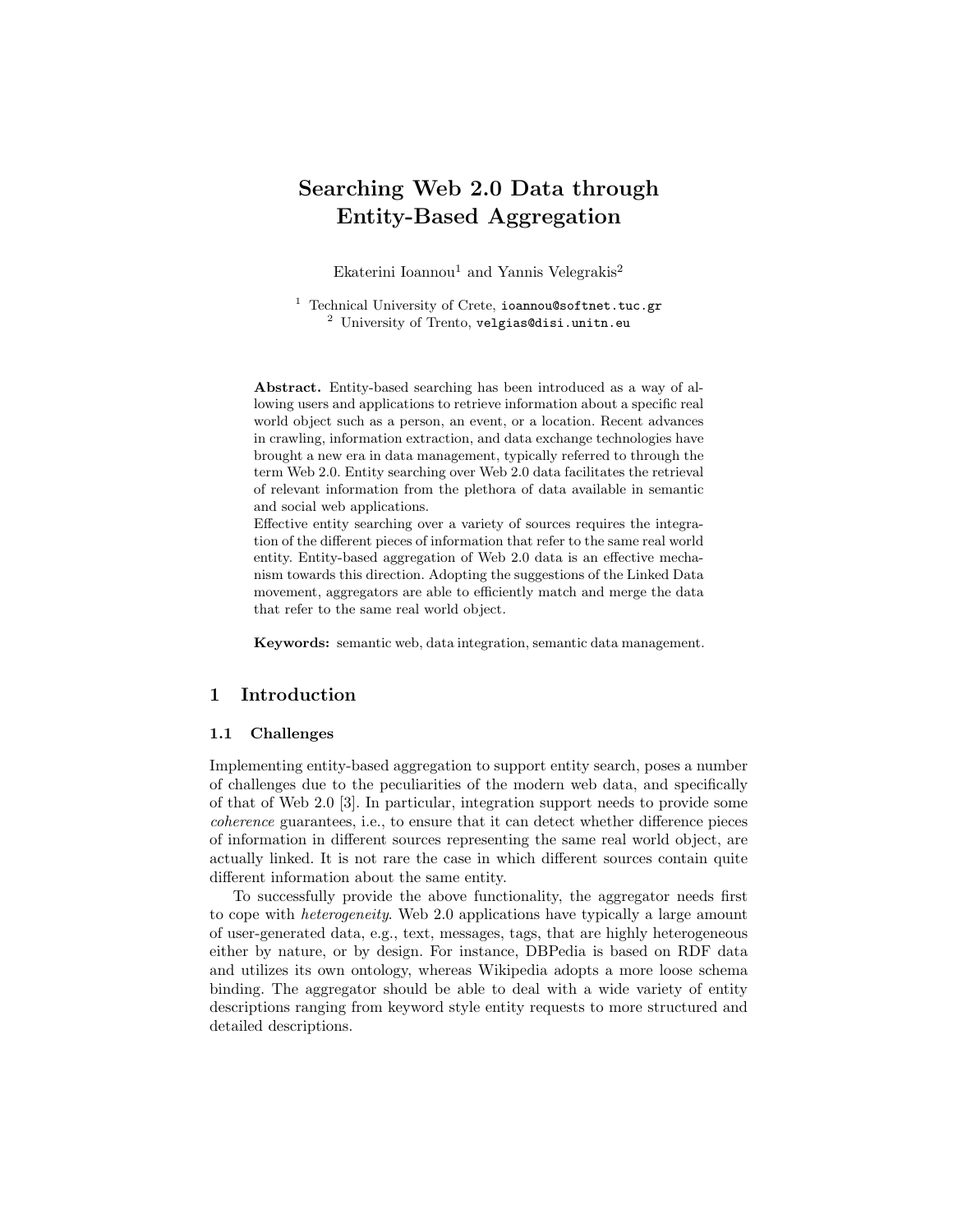# Searching Web 2.0 Data through Entity-Based Aggregation

Ekaterini Ioannou[1] and Yannis Velegrakis[2]

[1] Technical University of Crete, ioannou@softnet.tuc.gr
[2] University of Trento, velgias@disi.unitn.eu

**Abstract.** Entity-based searching has been introduced as a way of allowing users and applications to retrieve information about a specific real world object such as a person, an event, or a location. Recent advances in crawling, information extraction, and data exchange technologies have brought a new era in data management, typically referred to through the term Web 2.0. Entity searching over Web 2.0 data facilitates the retrieval of relevant information from the plethora of data available in semantic and social web applications.
Effective entity searching over a variety of sources requires the integration of the different pieces of information that refer to the same real world entity. Entity-based aggregation of Web 2.0 data is an effective mechanism towards this direction. Adopting the suggestions of the Linked Data movement, aggregators are able to efficiently match and merge the data that refer to the same real world object.

**Keywords:** semantic web, data integration, semantic data management.

## 1 Introduction

### 1.1 Challenges

Implementing entity-based aggregation to support entity search, poses a number of challenges due to the peculiarities of the modern web data, and specifically of that of Web 2.0 [3]. In particular, integration support needs to provide some *coherence* guarantees, i.e., to ensure that it can detect whether difference pieces of information in different sources representing the same real world object, are actually linked. It is not rare the case in which different sources contain quite different information about the same entity.

To successfully provide the above functionality, the aggregator needs first to cope with *heterogeneity*. Web 2.0 applications have typically a large amount of user-generated data, e.g., text, messages, tags, that are highly heterogeneous either by nature, or by design. For instance, DBPedia is based on RDF data and utilizes its own ontology, whereas Wikipedia adopts a more loose schema binding. The aggregator should be able to deal with a wide variety of entity descriptions ranging from keyword style entity requests to more structured and detailed descriptions.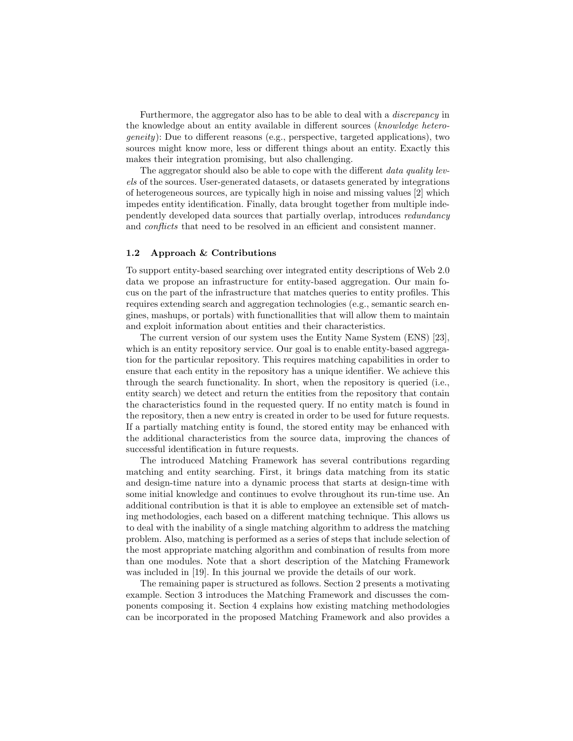Furthermore, the aggregator also has to be able to deal with a *discrepancy* in the knowledge about an entity available in different sources (*knowledge heterogeneity*): Due to different reasons (e.g., perspective, targeted applications), two sources might know more, less or different things about an entity. Exactly this makes their integration promising, but also challenging.

The aggregator should also be able to cope with the different *data quality levels* of the sources. User-generated datasets, or datasets generated by integrations of heterogeneous sources, are typically high in noise and missing values [2] which impedes entity identification. Finally, data brought together from multiple independently developed data sources that partially overlap, introduces *redundancy* and *conflicts* that need to be resolved in an efficient and consistent manner.

### 1.2 Approach & Contributions

To support entity-based searching over integrated entity descriptions of Web 2.0 data we propose an infrastructure for entity-based aggregation. Our main focus on the part of the infrastructure that matches queries to entity profiles. This requires extending search and aggregation technologies (e.g., semantic search engines, mashups, or portals) with functionallities that will allow them to maintain and exploit information about entities and their characteristics.

The current version of our system uses the Entity Name System (ENS) [23], which is an entity repository service. Our goal is to enable entity-based aggregation for the particular repository. This requires matching capabilities in order to ensure that each entity in the repository has a unique identifier. We achieve this through the search functionality. In short, when the repository is queried (i.e., entity search) we detect and return the entities from the repository that contain the characteristics found in the requested query. If no entity match is found in the repository, then a new entry is created in order to be used for future requests. If a partially matching entity is found, the stored entity may be enhanced with the additional characteristics from the source data, improving the chances of successful identification in future requests.

The introduced Matching Framework has several contributions regarding matching and entity searching. First, it brings data matching from its static and design-time nature into a dynamic process that starts at design-time with some initial knowledge and continues to evolve throughout its run-time use. An additional contribution is that it is able to employee an extensible set of matching methodologies, each based on a different matching technique. This allows us to deal with the inability of a single matching algorithm to address the matching problem. Also, matching is performed as a series of steps that include selection of the most appropriate matching algorithm and combination of results from more than one modules. Note that a short description of the Matching Framework was included in [19]. In this journal we provide the details of our work.

The remaining paper is structured as follows. Section 2 presents a motivating example. Section 3 introduces the Matching Framework and discusses the components composing it. Section 4 explains how existing matching methodologies can be incorporated in the proposed Matching Framework and also provides a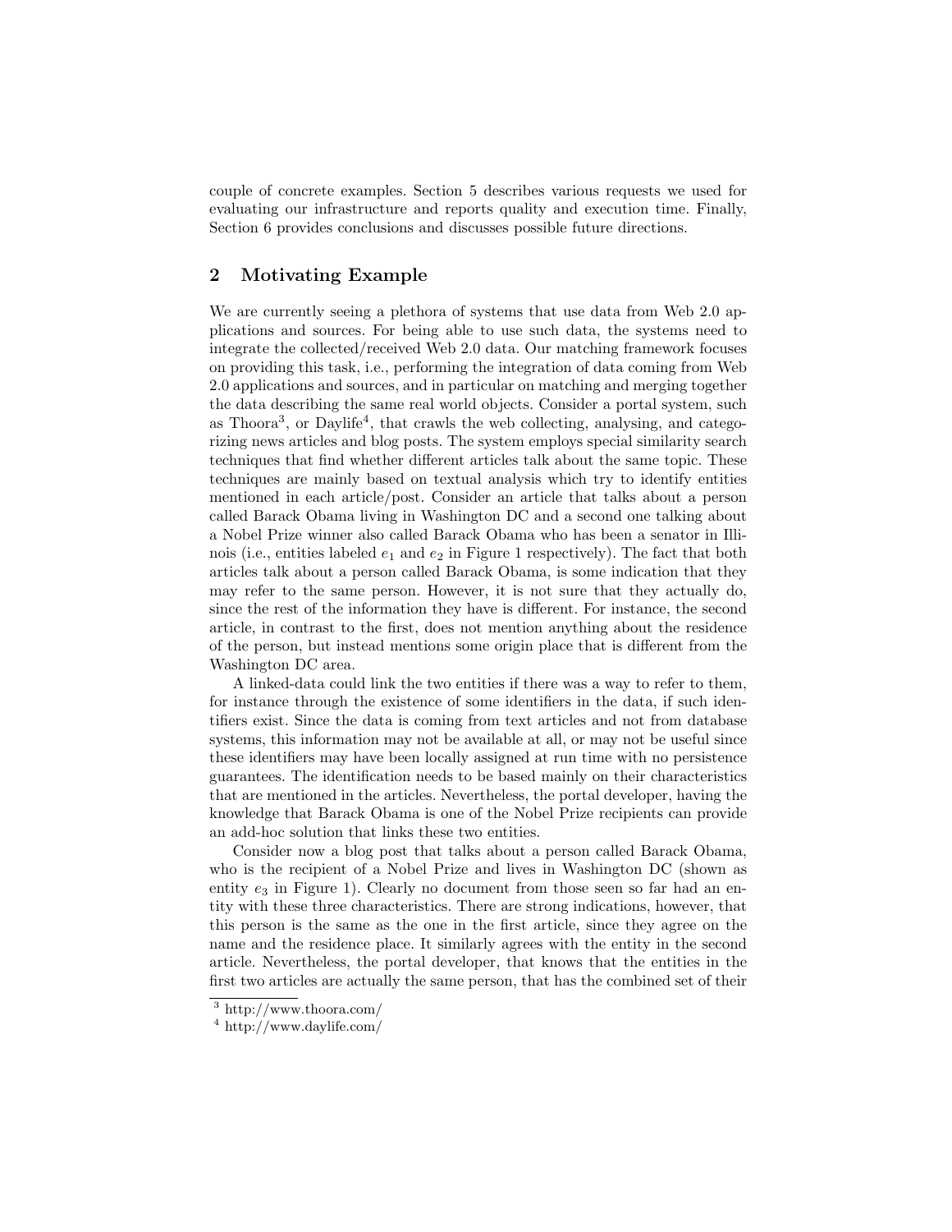couple of concrete examples. Section 5 describes various requests we used for evaluating our infrastructure and reports quality and execution time. Finally, Section 6 provides conclusions and discusses possible future directions.

## 2 Motivating Example

We are currently seeing a plethora of systems that use data from Web 2.0 applications and sources. For being able to use such data, the systems need to integrate the collected/received Web 2.0 data. Our matching framework focuses on providing this task, i.e., performing the integration of data coming from Web 2.0 applications and sources, and in particular on matching and merging together the data describing the same real world objects. Consider a portal system, such as Thoora[3], or Daylife[4], that crawls the web collecting, analysing, and categorizing news articles and blog posts. The system employs special similarity search techniques that find whether different articles talk about the same topic. These techniques are mainly based on textual analysis which try to identify entities mentioned in each article/post. Consider an article that talks about a person called Barack Obama living in Washington DC and a second one talking about a Nobel Prize winner also called Barack Obama who has been a senator in Illinois (i.e., entities labeled $e_1$ and $e_2$ in Figure 1 respectively). The fact that both articles talk about a person called Barack Obama, is some indication that they may refer to the same person. However, it is not sure that they actually do, since the rest of the information they have is different. For instance, the second article, in contrast to the first, does not mention anything about the residence of the person, but instead mentions some origin place that is different from the Washington DC area.

A linked-data could link the two entities if there was a way to refer to them, for instance through the existence of some identifiers in the data, if such identifiers exist. Since the data is coming from text articles and not from database systems, this information may not be available at all, or may not be useful since these identifiers may have been locally assigned at run time with no persistence guarantees. The identification needs to be based mainly on their characteristics that are mentioned in the articles. Nevertheless, the portal developer, having the knowledge that Barack Obama is one of the Nobel Prize recipients can provide an add-hoc solution that links these two entities.

Consider now a blog post that talks about a person called Barack Obama, who is the recipient of a Nobel Prize and lives in Washington DC (shown as entity $e_3$ in Figure 1). Clearly no document from those seen so far had an entity with these three characteristics. There are strong indications, however, that this person is the same as the one in the first article, since they agree on the name and the residence place. It similarly agrees with the entity in the second article. Nevertheless, the portal developer, that knows that the entities in the first two articles are actually the same person, that has the combined set of their

[3] http://www.thoora.com/

[4] http://www.daylife.com/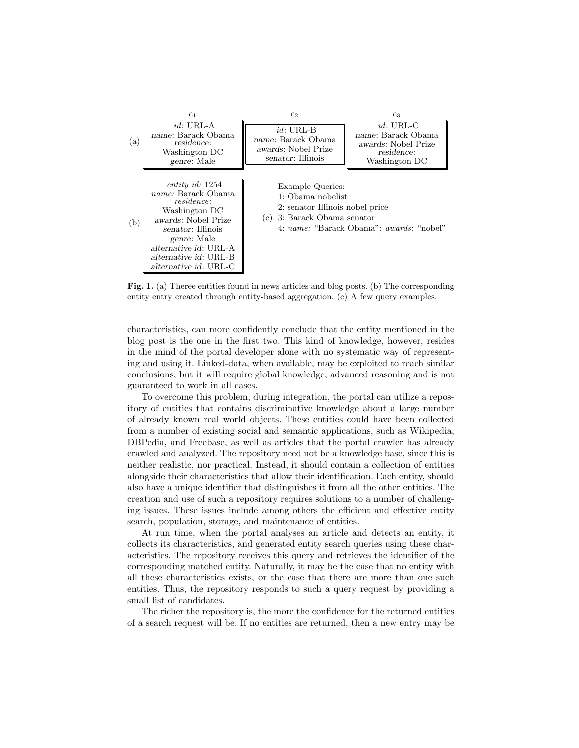| | $e_1$ | $e_2$ | $e_3$ |
|---|---|---|---|
| (a) | *id*: URL-A<br>*name*: Barack Obama<br>*residence*:<br>Washington DC<br>*genre*: Male | *id*: URL-B<br>*name*: Barack Obama<br>*awards*: Nobel Prize<br>*senator*: Illinois | *id*: URL-C<br>*name*: Barack Obama<br>*awards*: Nobel Prize<br>*residence*:<br>Washington DC |

(b)

*entity id:* 1254
*name:* Barack Obama
*residence*:
Washington DC
*awards*: Nobel Prize
*senator*: Illinois
*genre*: Male
*alternative id*: URL-A
*alternative id*: URL-B
*alternative id*: URL-C

(c)

Example Queries:
1: Obama nobelist
2: senator Illinois nobel price
3: Barack Obama senator
4: *name:* "Barack Obama"; *awards*: "nobel"

**Fig. 1.** (a) Theree entities found in news articles and blog posts. (b) The corresponding entity entry created through entity-based aggregation. (c) A few query examples.

characteristics, can more confidently conclude that the entity mentioned in the blog post is the one in the first two. This kind of knowledge, however, resides in the mind of the portal developer alone with no systematic way of representing and using it. Linked-data, when available, may be exploited to reach similar conclusions, but it will require global knowledge, advanced reasoning and is not guaranteed to work in all cases.

To overcome this problem, during integration, the portal can utilize a repository of entities that contains discriminative knowledge about a large number of already known real world objects. These entities could have been collected from a number of existing social and semantic applications, such as Wikipedia, DBPedia, and Freebase, as well as articles that the portal crawler has already crawled and analyzed. The repository need not be a knowledge base, since this is neither realistic, nor practical. Instead, it should contain a collection of entities alongside their characteristics that allow their identification. Each entity, should also have a unique identifier that distinguishes it from all the other entities. The creation and use of such a repository requires solutions to a number of challenging issues. These issues include among others the efficient and effective entity search, population, storage, and maintenance of entities.

At run time, when the portal analyses an article and detects an entity, it collects its characteristics, and generated entity search queries using these characteristics. The repository receives this query and retrieves the identifier of the corresponding matched entity. Naturally, it may be the case that no entity with all these characteristics exists, or the case that there are more than one such entities. Thus, the repository responds to such a query request by providing a small list of candidates.

The richer the repository is, the more the confidence for the returned entities of a search request will be. If no entities are returned, then a new entry may be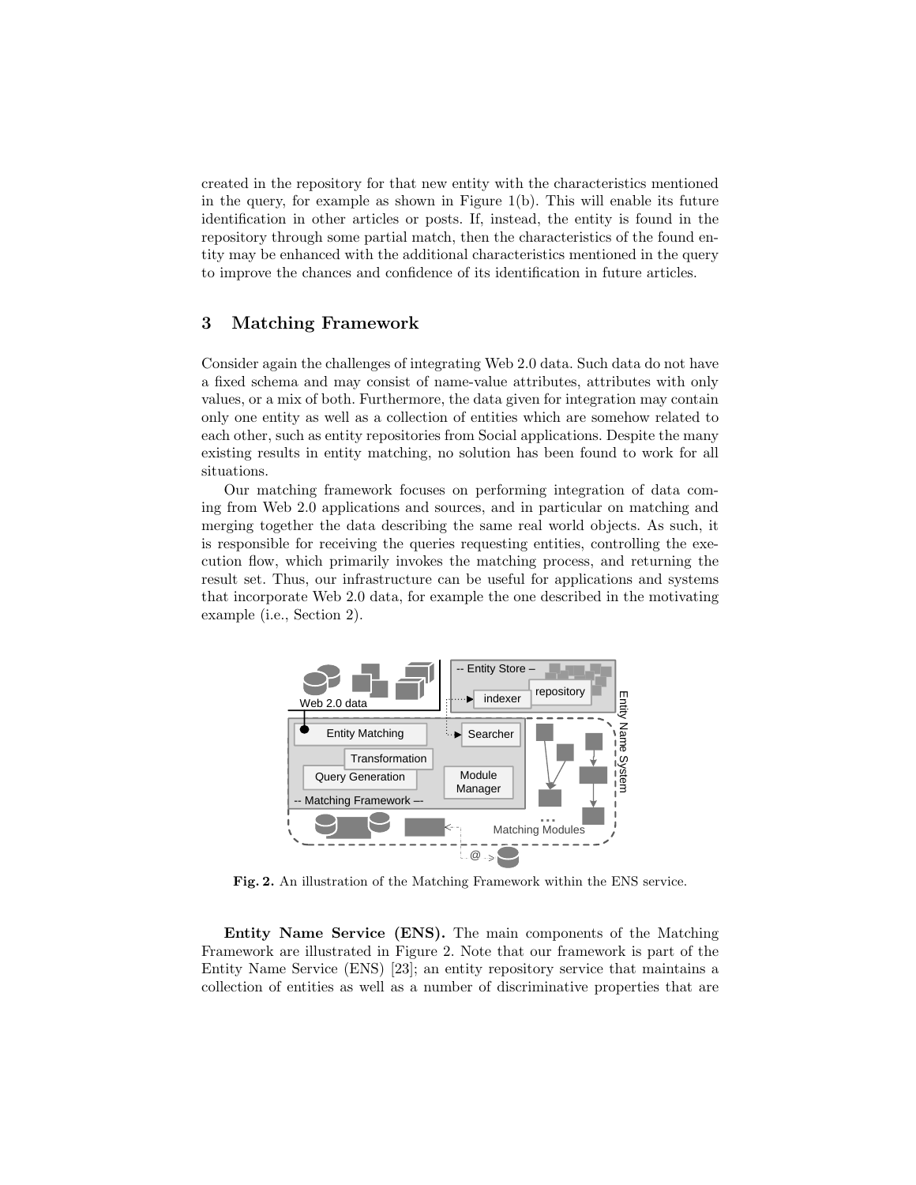created in the repository for that new entity with the characteristics mentioned in the query, for example as shown in Figure 1(b). This will enable its future identification in other articles or posts. If, instead, the entity is found in the repository through some partial match, then the characteristics of the found entity may be enhanced with the additional characteristics mentioned in the query to improve the chances and confidence of its identification in future articles.

## 3 Matching Framework

Consider again the challenges of integrating Web 2.0 data. Such data do not have a fixed schema and may consist of name-value attributes, attributes with only values, or a mix of both. Furthermore, the data given for integration may contain only one entity as well as a collection of entities which are somehow related to each other, such as entity repositories from Social applications. Despite the many existing results in entity matching, no solution has been found to work for all situations.

Our matching framework focuses on performing integration of data coming from Web 2.0 applications and sources, and in particular on matching and merging together the data describing the same real world objects. As such, it is responsible for receiving the queries requesting entities, controlling the execution flow, which primarily invokes the matching process, and returning the result set. Thus, our infrastructure can be useful for applications and systems that incorporate Web 2.0 data, for example the one described in the motivating example (i.e., Section 2).

**Fig. 2.** An illustration of the Matching Framework within the ENS service.

**Entity Name Service (ENS).** The main components of the Matching Framework are illustrated in Figure 2. Note that our framework is part of the Entity Name Service (ENS) [23]; an entity repository service that maintains a collection of entities as well as a number of discriminative properties that are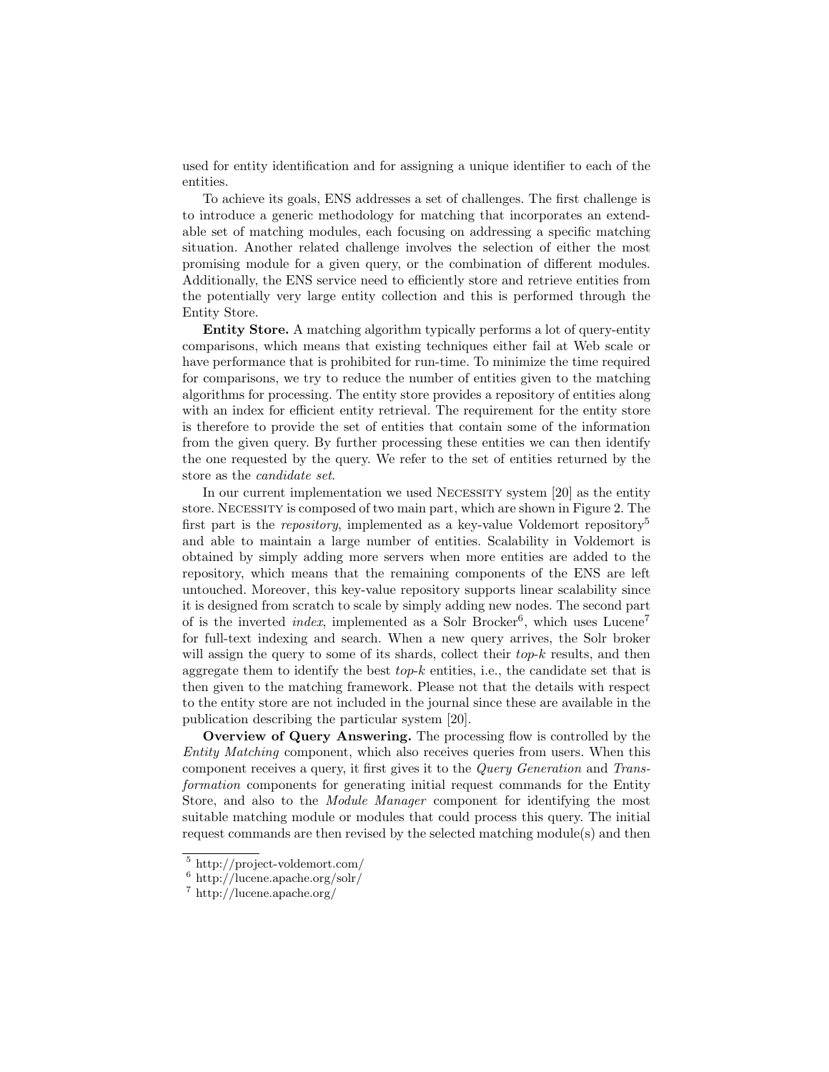used for entity identification and for assigning a unique identifier to each of the entities.

To achieve its goals, ENS addresses a set of challenges. The first challenge is to introduce a generic methodology for matching that incorporates an extendable set of matching modules, each focusing on addressing a specific matching situation. Another related challenge involves the selection of either the most promising module for a given query, or the combination of different modules. Additionally, the ENS service need to efficiently store and retrieve entities from the potentially very large entity collection and this is performed through the Entity Store.

**Entity Store.** A matching algorithm typically performs a lot of query-entity comparisons, which means that existing techniques either fail at Web scale or have performance that is prohibited for run-time. To minimize the time required for comparisons, we try to reduce the number of entities given to the matching algorithms for processing. The entity store provides a repository of entities along with an index for efficient entity retrieval. The requirement for the entity store is therefore to provide the set of entities that contain some of the information from the given query. By further processing these entities we can then identify the one requested by the query. We refer to the set of entities returned by the store as the *candidate set*.

In our current implementation we used NECESSITY system [20] as the entity store. NECESSITY is composed of two main part, which are shown in Figure 2. The first part is the *repository*, implemented as a key-value Voldemort repository[5] and able to maintain a large number of entities. Scalability in Voldemort is obtained by simply adding more servers when more entities are added to the repository, which means that the remaining components of the ENS are left untouched. Moreover, this key-value repository supports linear scalability since it is designed from scratch to scale by simply adding new nodes. The second part of is the inverted *index*, implemented as a Solr Brocker[6], which uses Lucene[7] for full-text indexing and search. When a new query arrives, the Solr broker will assign the query to some of its shards, collect their *top-k* results, and then aggregate them to identify the best *top-k* entities, i.e., the candidate set that is then given to the matching framework. Please not that the details with respect to the entity store are not included in the journal since these are available in the publication describing the particular system [20].

**Overview of Query Answering.** The processing flow is controlled by the *Entity Matching* component, which also receives queries from users. When this component receives a query, it first gives it to the *Query Generation* and *Transformation* components for generating initial request commands for the Entity Store, and also to the *Module Manager* component for identifying the most suitable matching module or modules that could process this query. The initial request commands are then revised by the selected matching module(s) and then

[5] http://project-voldemort.com/

[6] http://lucene.apache.org/solr/

[7] http://lucene.apache.org/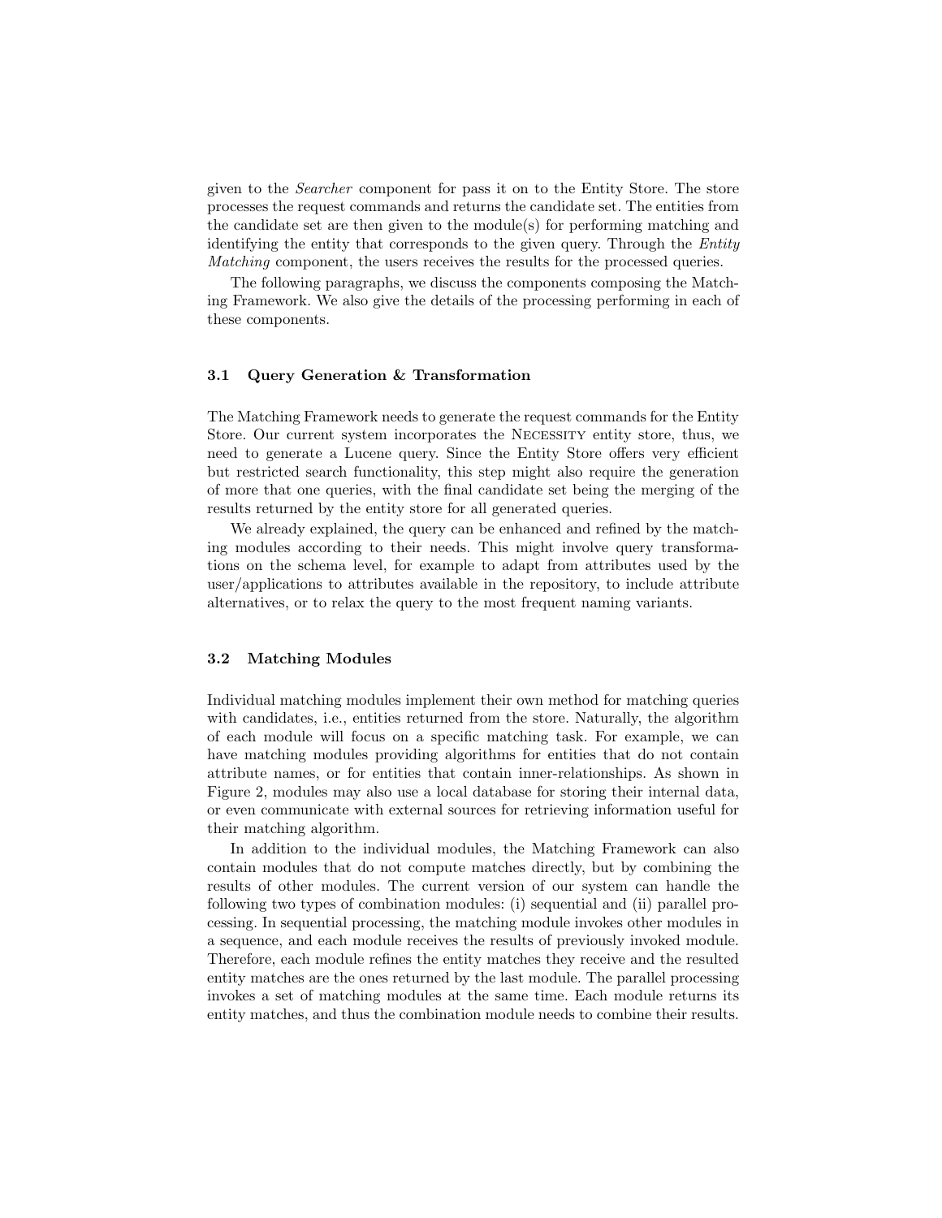given to the *Searcher* component for pass it on to the Entity Store. The store processes the request commands and returns the candidate set. The entities from the candidate set are then given to the module(s) for performing matching and identifying the entity that corresponds to the given query. Through the *Entity Matching* component, the users receives the results for the processed queries.

The following paragraphs, we discuss the components composing the Matching Framework. We also give the details of the processing performing in each of these components.

### 3.1 Query Generation & Transformation

The Matching Framework needs to generate the request commands for the Entity Store. Our current system incorporates the Necessity entity store, thus, we need to generate a Lucene query. Since the Entity Store offers very efficient but restricted search functionality, this step might also require the generation of more that one queries, with the final candidate set being the merging of the results returned by the entity store for all generated queries.

We already explained, the query can be enhanced and refined by the matching modules according to their needs. This might involve query transformations on the schema level, for example to adapt from attributes used by the user/applications to attributes available in the repository, to include attribute alternatives, or to relax the query to the most frequent naming variants.

### 3.2 Matching Modules

Individual matching modules implement their own method for matching queries with candidates, i.e., entities returned from the store. Naturally, the algorithm of each module will focus on a specific matching task. For example, we can have matching modules providing algorithms for entities that do not contain attribute names, or for entities that contain inner-relationships. As shown in Figure 2, modules may also use a local database for storing their internal data, or even communicate with external sources for retrieving information useful for their matching algorithm.

In addition to the individual modules, the Matching Framework can also contain modules that do not compute matches directly, but by combining the results of other modules. The current version of our system can handle the following two types of combination modules: (i) sequential and (ii) parallel processing. In sequential processing, the matching module invokes other modules in a sequence, and each module receives the results of previously invoked module. Therefore, each module refines the entity matches they receive and the resulted entity matches are the ones returned by the last module. The parallel processing invokes a set of matching modules at the same time. Each module returns its entity matches, and thus the combination module needs to combine their results.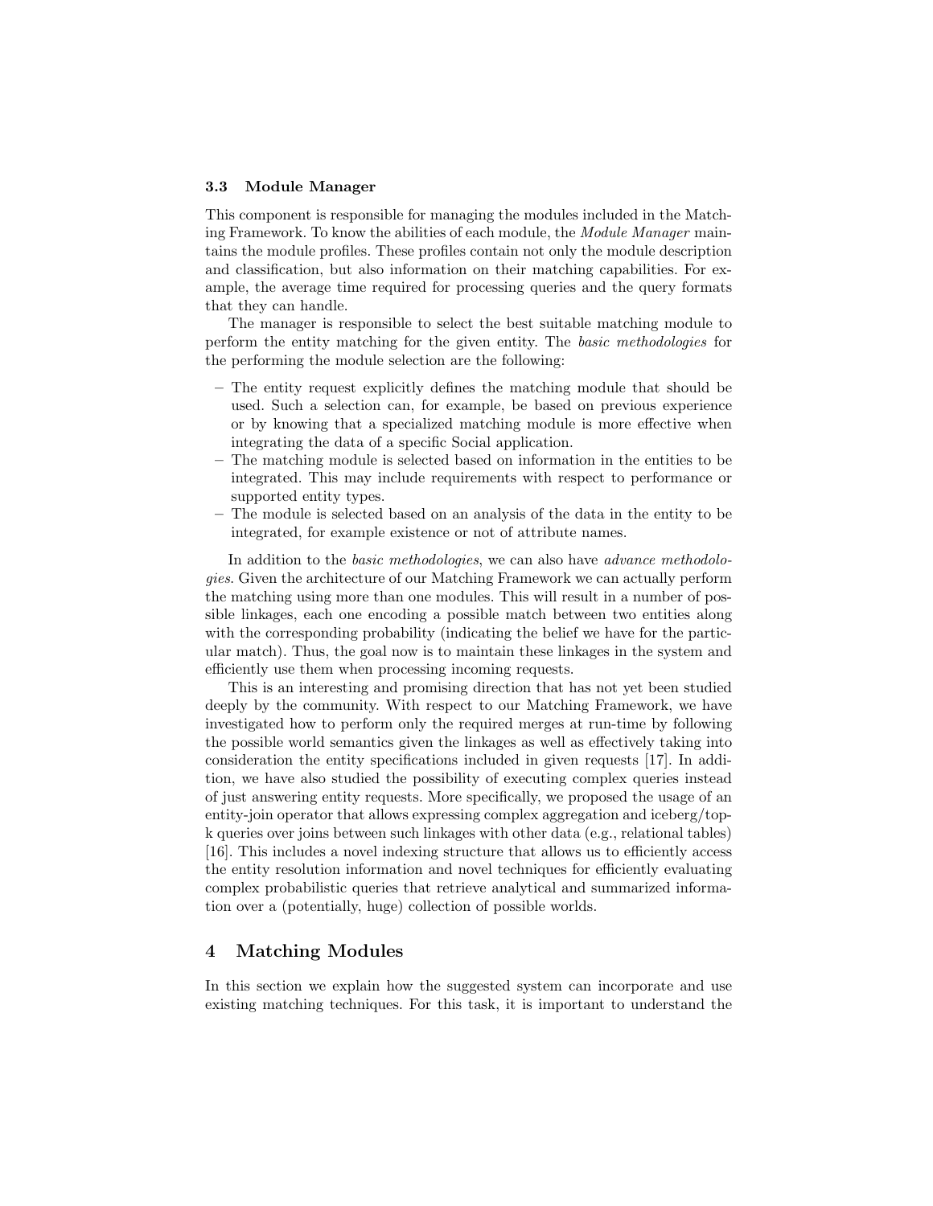### 3.3 Module Manager

This component is responsible for managing the modules included in the Matching Framework. To know the abilities of each module, the *Module Manager* maintains the module profiles. These profiles contain not only the module description and classification, but also information on their matching capabilities. For example, the average time required for processing queries and the query formats that they can handle.

The manager is responsible to select the best suitable matching module to perform the entity matching for the given entity. The *basic methodologies* for the performing the module selection are the following:

- The entity request explicitly defines the matching module that should be used. Such a selection can, for example, be based on previous experience or by knowing that a specialized matching module is more effective when integrating the data of a specific Social application.
- The matching module is selected based on information in the entities to be integrated. This may include requirements with respect to performance or supported entity types.
- The module is selected based on an analysis of the data in the entity to be integrated, for example existence or not of attribute names.

In addition to the *basic methodologies*, we can also have *advance methodologies*. Given the architecture of our Matching Framework we can actually perform the matching using more than one modules. This will result in a number of possible linkages, each one encoding a possible match between two entities along with the corresponding probability (indicating the belief we have for the particular match). Thus, the goal now is to maintain these linkages in the system and efficiently use them when processing incoming requests.

This is an interesting and promising direction that has not yet been studied deeply by the community. With respect to our Matching Framework, we have investigated how to perform only the required merges at run-time by following the possible world semantics given the linkages as well as effectively taking into consideration the entity specifications included in given requests [17]. In addition, we have also studied the possibility of executing complex queries instead of just answering entity requests. More specifically, we proposed the usage of an entity-join operator that allows expressing complex aggregation and iceberg/top-k queries over joins between such linkages with other data (e.g., relational tables) [16]. This includes a novel indexing structure that allows us to efficiently access the entity resolution information and novel techniques for efficiently evaluating complex probabilistic queries that retrieve analytical and summarized information over a (potentially, huge) collection of possible worlds.

## 4 Matching Modules

In this section we explain how the suggested system can incorporate and use existing matching techniques. For this task, it is important to understand the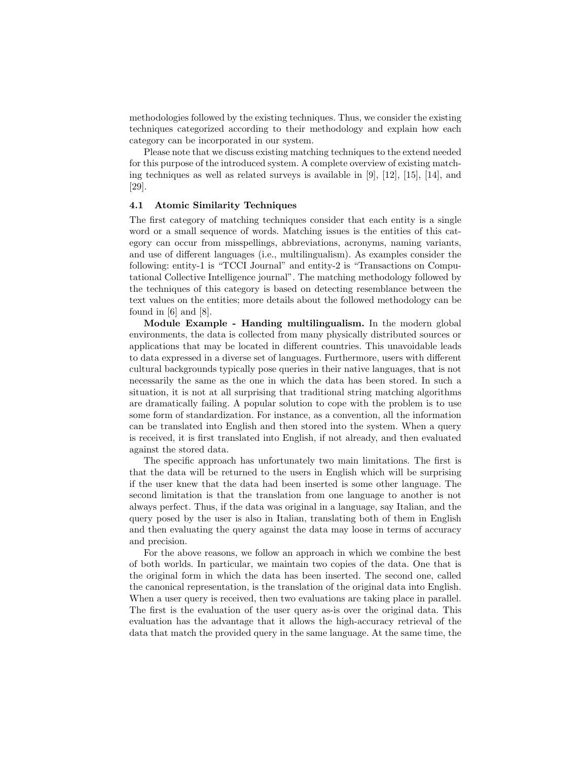methodologies followed by the existing techniques. Thus, we consider the existing techniques categorized according to their methodology and explain how each category can be incorporated in our system.

Please note that we discuss existing matching techniques to the extend needed for this purpose of the introduced system. A complete overview of existing matching techniques as well as related surveys is available in [9], [12], [15], [14], and [29].

### 4.1 Atomic Similarity Techniques

The first category of matching techniques consider that each entity is a single word or a small sequence of words. Matching issues is the entities of this category can occur from misspellings, abbreviations, acronyms, naming variants, and use of different languages (i.e., multilingualism). As examples consider the following: entity-1 is "TCCI Journal" and entity-2 is "Transactions on Computational Collective Intelligence journal". The matching methodology followed by the techniques of this category is based on detecting resemblance between the text values on the entities; more details about the followed methodology can be found in [6] and [8].

**Module Example - Handing multilingualism.** In the modern global environments, the data is collected from many physically distributed sources or applications that may be located in different countries. This unavoidable leads to data expressed in a diverse set of languages. Furthermore, users with different cultural backgrounds typically pose queries in their native languages, that is not necessarily the same as the one in which the data has been stored. In such a situation, it is not at all surprising that traditional string matching algorithms are dramatically failing. A popular solution to cope with the problem is to use some form of standardization. For instance, as a convention, all the information can be translated into English and then stored into the system. When a query is received, it is first translated into English, if not already, and then evaluated against the stored data.

The specific approach has unfortunately two main limitations. The first is that the data will be returned to the users in English which will be surprising if the user knew that the data had been inserted is some other language. The second limitation is that the translation from one language to another is not always perfect. Thus, if the data was original in a language, say Italian, and the query posed by the user is also in Italian, translating both of them in English and then evaluating the query against the data may loose in terms of accuracy and precision.

For the above reasons, we follow an approach in which we combine the best of both worlds. In particular, we maintain two copies of the data. One that is the original form in which the data has been inserted. The second one, called the canonical representation, is the translation of the original data into English. When a user query is received, then two evaluations are taking place in parallel. The first is the evaluation of the user query as-is over the original data. This evaluation has the advantage that it allows the high-accuracy retrieval of the data that match the provided query in the same language. At the same time, the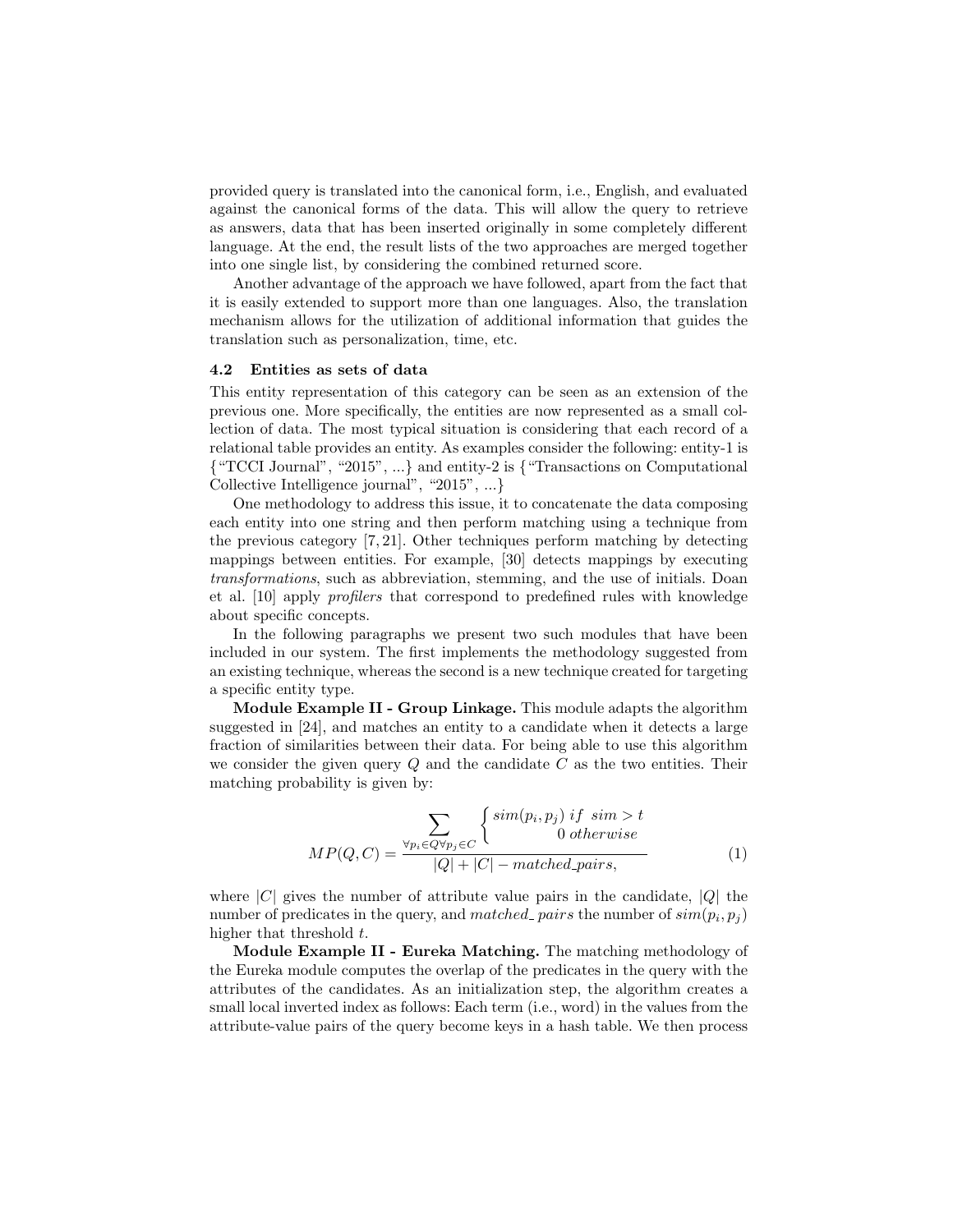provided query is translated into the canonical form, i.e., English, and evaluated against the canonical forms of the data. This will allow the query to retrieve as answers, data that has been inserted originally in some completely different language. At the end, the result lists of the two approaches are merged together into one single list, by considering the combined returned score.

Another advantage of the approach we have followed, apart from the fact that it is easily extended to support more than one languages. Also, the translation mechanism allows for the utilization of additional information that guides the translation such as personalization, time, etc.

### 4.2 Entities as sets of data

This entity representation of this category can be seen as an extension of the previous one. More specifically, the entities are now represented as a small collection of data. The most typical situation is considering that each record of a relational table provides an entity. As examples consider the following: entity-1 is {"TCCI Journal", "2015", ...} and entity-2 is {"Transactions on Computational Collective Intelligence journal", "2015", ...}

One methodology to address this issue, it to concatenate the data composing each entity into one string and then perform matching using a technique from the previous category [7, 21]. Other techniques perform matching by detecting mappings between entities. For example, [30] detects mappings by executing *transformations*, such as abbreviation, stemming, and the use of initials. Doan et al. [10] apply *profilers* that correspond to predefined rules with knowledge about specific concepts.

In the following paragraphs we present two such modules that have been included in our system. The first implements the methodology suggested from an existing technique, whereas the second is a new technique created for targeting a specific entity type.

**Module Example II - Group Linkage.** This module adapts the algorithm suggested in [24], and matches an entity to a candidate when it detects a large fraction of similarities between their data. For being able to use this algorithm we consider the given query $Q$ and the candidate $C$ as the two entities. Their matching probability is given by:

$$MP(Q, C) = \frac{\sum_{\forall p_i \in Q \forall p_j \in C} \begin{cases} sim(p_i, p_j) \; if \;\; sim > t \\ \qquad 0 \; otherwise \end{cases}}{|Q| + |C| - matched\_pairs,} \tag{1}$$

where $|C|$ gives the number of attribute value pairs in the candidate, $|Q|$ the number of predicates in the query, and $matched\_pairs$ the number of $sim(p_i, p_j)$ higher that threshold $t$.

**Module Example II - Eureka Matching.** The matching methodology of the Eureka module computes the overlap of the predicates in the query with the attributes of the candidates. As an initialization step, the algorithm creates a small local inverted index as follows: Each term (i.e., word) in the values from the attribute-value pairs of the query become keys in a hash table. We then process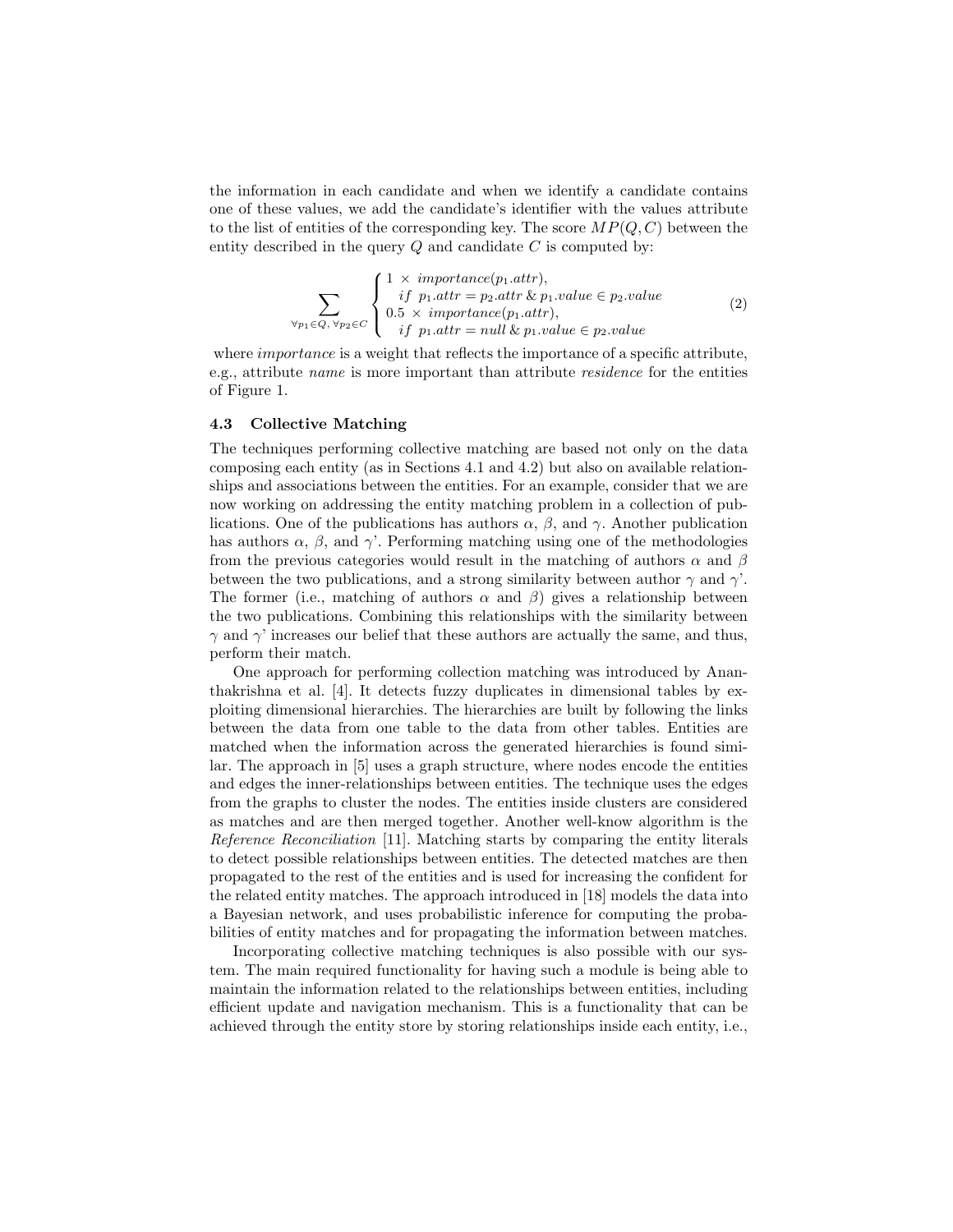the information in each candidate and when we identify a candidate contains one of these values, we add the candidate's identifier with the values attribute to the list of entities of the corresponding key. The score $MP(Q, C)$ between the entity described in the query $Q$ and candidate $C$ is computed by:

$$\sum_{\forall p_1 \in Q,\, \forall p_2 \in C} \begin{cases} 1 \times importance(p_1.attr), \\ \quad if\ \ p_1.attr = p_2.attr\ \&\ p_1.value \in p_2.value \\ 0.5 \times importance(p_1.attr), \\ \quad if\ \ p_1.attr = null\ \&\ p_1.value \in p_2.value \end{cases} \tag{2}$$

where *importance* is a weight that reflects the importance of a specific attribute, e.g., attribute *name* is more important than attribute *residence* for the entities of Figure 1.

### 4.3 Collective Matching

The techniques performing collective matching are based not only on the data composing each entity (as in Sections 4.1 and 4.2) but also on available relationships and associations between the entities. For an example, consider that we are now working on addressing the entity matching problem in a collection of publications. One of the publications has authors $\alpha$, $\beta$, and $\gamma$. Another publication has authors $\alpha$, $\beta$, and $\gamma$'. Performing matching using one of the methodologies from the previous categories would result in the matching of authors $\alpha$ and $\beta$ between the two publications, and a strong similarity between author $\gamma$ and $\gamma$'. The former (i.e., matching of authors $\alpha$ and $\beta$) gives a relationship between the two publications. Combining this relationships with the similarity between $\gamma$ and $\gamma$' increases our belief that these authors are actually the same, and thus, perform their match.

One approach for performing collection matching was introduced by Ananthakrishna et al. [4]. It detects fuzzy duplicates in dimensional tables by exploiting dimensional hierarchies. The hierarchies are built by following the links between the data from one table to the data from other tables. Entities are matched when the information across the generated hierarchies is found similar. The approach in [5] uses a graph structure, where nodes encode the entities and edges the inner-relationships between entities. The technique uses the edges from the graphs to cluster the nodes. The entities inside clusters are considered as matches and are then merged together. Another well-know algorithm is the *Reference Reconciliation* [11]. Matching starts by comparing the entity literals to detect possible relationships between entities. The detected matches are then propagated to the rest of the entities and is used for increasing the confident for the related entity matches. The approach introduced in [18] models the data into a Bayesian network, and uses probabilistic inference for computing the probabilities of entity matches and for propagating the information between matches.

Incorporating collective matching techniques is also possible with our system. The main required functionality for having such a module is being able to maintain the information related to the relationships between entities, including efficient update and navigation mechanism. This is a functionality that can be achieved through the entity store by storing relationships inside each entity, i.e.,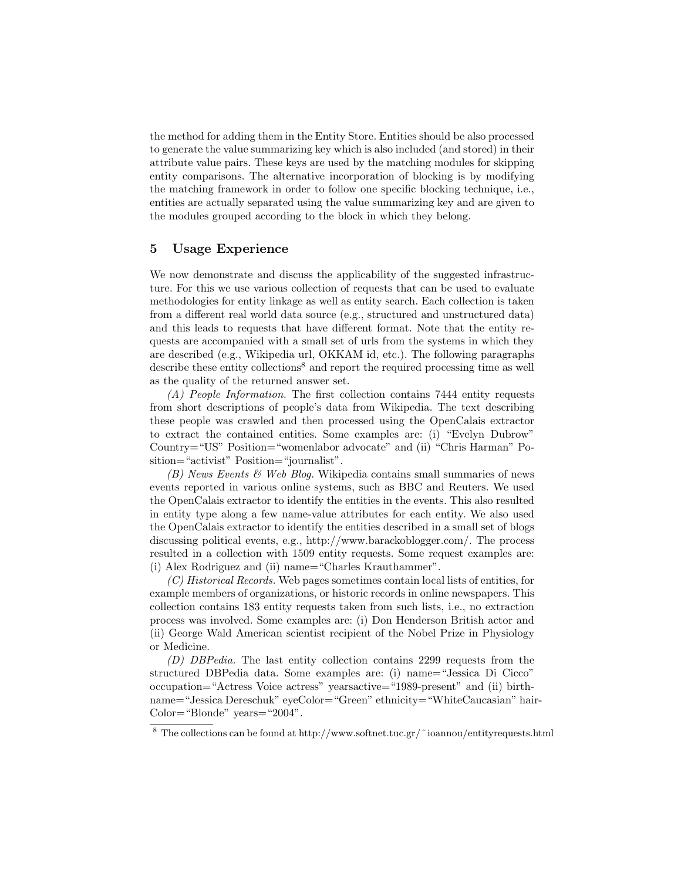the method for adding them in the Entity Store. Entities should be also processed to generate the value summarizing key which is also included (and stored) in their attribute value pairs. These keys are used by the matching modules for skipping entity comparisons. The alternative incorporation of blocking is by modifying the matching framework in order to follow one specific blocking technique, i.e., entities are actually separated using the value summarizing key and are given to the modules grouped according to the block in which they belong.

## 5 Usage Experience

We now demonstrate and discuss the applicability of the suggested infrastructure. For this we use various collection of requests that can be used to evaluate methodologies for entity linkage as well as entity search. Each collection is taken from a different real world data source (e.g., structured and unstructured data) and this leads to requests that have different format. Note that the entity requests are accompanied with a small set of urls from the systems in which they are described (e.g., Wikipedia url, OKKAM id, etc.). The following paragraphs describe these entity collections[8] and report the required processing time as well as the quality of the returned answer set.

*(A) People Information.* The first collection contains 7444 entity requests from short descriptions of people's data from Wikipedia. The text describing these people was crawled and then processed using the OpenCalais extractor to extract the contained entities. Some examples are: (i) "Evelyn Dubrow" Country="US" Position="womenlabor advocate" and (ii) "Chris Harman" Position="activist" Position="journalist".

*(B) News Events & Web Blog.* Wikipedia contains small summaries of news events reported in various online systems, such as BBC and Reuters. We used the OpenCalais extractor to identify the entities in the events. This also resulted in entity type along a few name-value attributes for each entity. We also used the OpenCalais extractor to identify the entities described in a small set of blogs discussing political events, e.g., http://www.barackoblogger.com/. The process resulted in a collection with 1509 entity requests. Some request examples are: (i) Alex Rodriguez and (ii) name="Charles Krauthammer".

*(C) Historical Records.* Web pages sometimes contain local lists of entities, for example members of organizations, or historic records in online newspapers. This collection contains 183 entity requests taken from such lists, i.e., no extraction process was involved. Some examples are: (i) Don Henderson British actor and (ii) George Wald American scientist recipient of the Nobel Prize in Physiology or Medicine.

*(D) DBPedia.* The last entity collection contains 2299 requests from the structured DBPedia data. Some examples are: (i) name="Jessica Di Cicco" occupation="Actress Voice actress" yearsactive="1989-present" and (ii) birthname="Jessica Dereschuk" eyeColor="Green" ethnicity="WhiteCaucasian" hairColor="Blonde" years="2004".

[8] The collections can be found at http://www.softnet.tuc.gr/~ioannou/entityrequests.html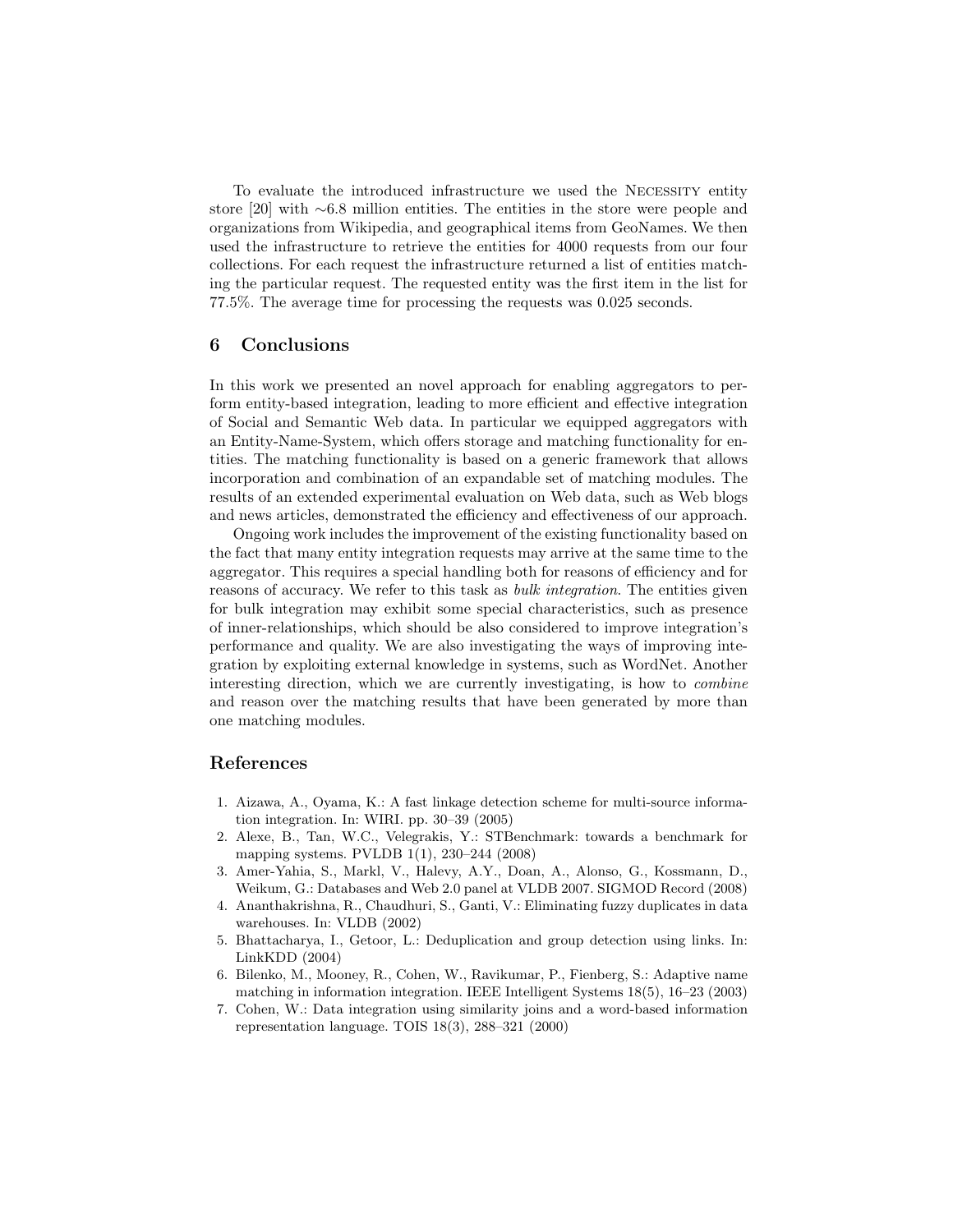To evaluate the introduced infrastructure we used the NECESSITY entity store [20] with ∼6.8 million entities. The entities in the store were people and organizations from Wikipedia, and geographical items from GeoNames. We then used the infrastructure to retrieve the entities for 4000 requests from our four collections. For each request the infrastructure returned a list of entities matching the particular request. The requested entity was the first item in the list for 77.5%. The average time for processing the requests was 0.025 seconds.

## 6 Conclusions

In this work we presented an novel approach for enabling aggregators to perform entity-based integration, leading to more efficient and effective integration of Social and Semantic Web data. In particular we equipped aggregators with an Entity-Name-System, which offers storage and matching functionality for entities. The matching functionality is based on a generic framework that allows incorporation and combination of an expandable set of matching modules. The results of an extended experimental evaluation on Web data, such as Web blogs and news articles, demonstrated the efficiency and effectiveness of our approach.

Ongoing work includes the improvement of the existing functionality based on the fact that many entity integration requests may arrive at the same time to the aggregator. This requires a special handling both for reasons of efficiency and for reasons of accuracy. We refer to this task as *bulk integration.* The entities given for bulk integration may exhibit some special characteristics, such as presence of inner-relationships, which should be also considered to improve integration's performance and quality. We are also investigating the ways of improving integration by exploiting external knowledge in systems, such as WordNet. Another interesting direction, which we are currently investigating, is how to *combine* and reason over the matching results that have been generated by more than one matching modules.

## References

1. Aizawa, A., Oyama, K.: A fast linkage detection scheme for multi-source information integration. In: WIRI. pp. 30–39 (2005)
2. Alexe, B., Tan, W.C., Velegrakis, Y.: STBenchmark: towards a benchmark for mapping systems. PVLDB 1(1), 230–244 (2008)
3. Amer-Yahia, S., Markl, V., Halevy, A.Y., Doan, A., Alonso, G., Kossmann, D., Weikum, G.: Databases and Web 2.0 panel at VLDB 2007. SIGMOD Record (2008)
4. Ananthakrishna, R., Chaudhuri, S., Ganti, V.: Eliminating fuzzy duplicates in data warehouses. In: VLDB (2002)
5. Bhattacharya, I., Getoor, L.: Deduplication and group detection using links. In: LinkKDD (2004)
6. Bilenko, M., Mooney, R., Cohen, W., Ravikumar, P., Fienberg, S.: Adaptive name matching in information integration. IEEE Intelligent Systems 18(5), 16–23 (2003)
7. Cohen, W.: Data integration using similarity joins and a word-based information representation language. TOIS 18(3), 288–321 (2000)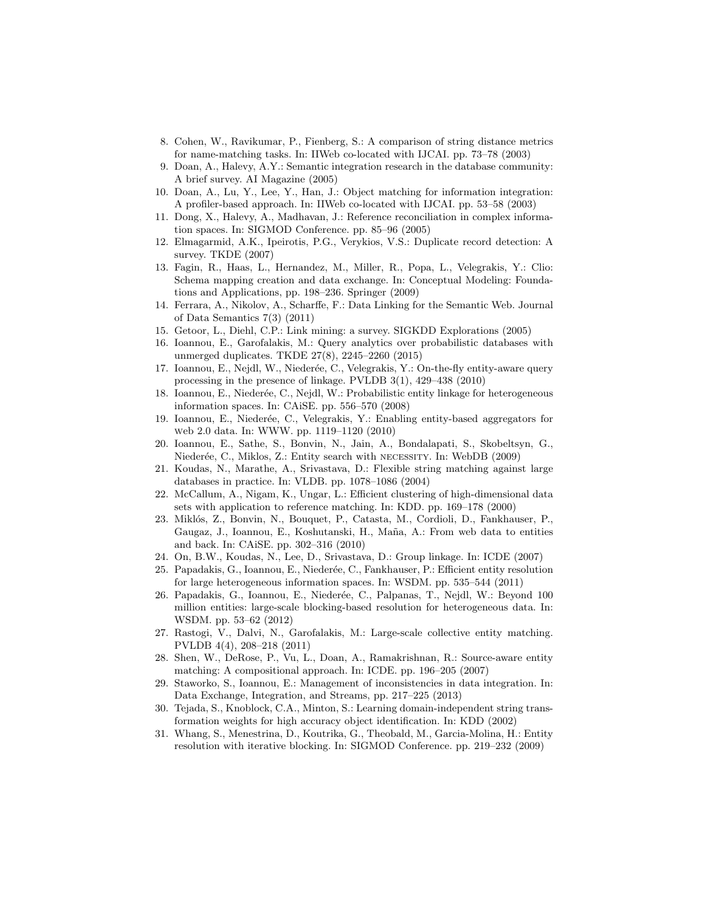8. Cohen, W., Ravikumar, P., Fienberg, S.: A comparison of string distance metrics for name-matching tasks. In: IIWeb co-located with IJCAI. pp. 73–78 (2003)
9. Doan, A., Halevy, A.Y.: Semantic integration research in the database community: A brief survey. AI Magazine (2005)
10. Doan, A., Lu, Y., Lee, Y., Han, J.: Object matching for information integration: A profiler-based approach. In: IIWeb co-located with IJCAI. pp. 53–58 (2003)
11. Dong, X., Halevy, A., Madhavan, J.: Reference reconciliation in complex information spaces. In: SIGMOD Conference. pp. 85–96 (2005)
12. Elmagarmid, A.K., Ipeirotis, P.G., Verykios, V.S.: Duplicate record detection: A survey. TKDE (2007)
13. Fagin, R., Haas, L., Hernandez, M., Miller, R., Popa, L., Velegrakis, Y.: Clio: Schema mapping creation and data exchange. In: Conceptual Modeling: Foundations and Applications, pp. 198–236. Springer (2009)
14. Ferrara, A., Nikolov, A., Scharffe, F.: Data Linking for the Semantic Web. Journal of Data Semantics 7(3) (2011)
15. Getoor, L., Diehl, C.P.: Link mining: a survey. SIGKDD Explorations (2005)
16. Ioannou, E., Garofalakis, M.: Query analytics over probabilistic databases with unmerged duplicates. TKDE 27(8), 2245–2260 (2015)
17. Ioannou, E., Nejdl, W., Niederée, C., Velegrakis, Y.: On-the-fly entity-aware query processing in the presence of linkage. PVLDB 3(1), 429–438 (2010)
18. Ioannou, E., Niederée, C., Nejdl, W.: Probabilistic entity linkage for heterogeneous information spaces. In: CAiSE. pp. 556–570 (2008)
19. Ioannou, E., Niederée, C., Velegrakis, Y.: Enabling entity-based aggregators for web 2.0 data. In: WWW. pp. 1119–1120 (2010)
20. Ioannou, E., Sathe, S., Bonvin, N., Jain, A., Bondalapati, S., Skobeltsyn, G., Niederée, C., Miklos, Z.: Entity search with NECESSITY. In: WebDB (2009)
21. Koudas, N., Marathe, A., Srivastava, D.: Flexible string matching against large databases in practice. In: VLDB. pp. 1078–1086 (2004)
22. McCallum, A., Nigam, K., Ungar, L.: Efficient clustering of high-dimensional data sets with application to reference matching. In: KDD. pp. 169–178 (2000)
23. Miklós, Z., Bonvin, N., Bouquet, P., Catasta, M., Cordioli, D., Fankhauser, P., Gaugaz, J., Ioannou, E., Koshutanski, H., Maña, A.: From web data to entities and back. In: CAiSE. pp. 302–316 (2010)
24. On, B.W., Koudas, N., Lee, D., Srivastava, D.: Group linkage. In: ICDE (2007)
25. Papadakis, G., Ioannou, E., Niederée, C., Fankhauser, P.: Efficient entity resolution for large heterogeneous information spaces. In: WSDM. pp. 535–544 (2011)
26. Papadakis, G., Ioannou, E., Niederée, C., Palpanas, T., Nejdl, W.: Beyond 100 million entities: large-scale blocking-based resolution for heterogeneous data. In: WSDM. pp. 53–62 (2012)
27. Rastogi, V., Dalvi, N., Garofalakis, M.: Large-scale collective entity matching. PVLDB 4(4), 208–218 (2011)
28. Shen, W., DeRose, P., Vu, L., Doan, A., Ramakrishnan, R.: Source-aware entity matching: A compositional approach. In: ICDE. pp. 196–205 (2007)
29. Staworko, S., Ioannou, E.: Management of inconsistencies in data integration. In: Data Exchange, Integration, and Streams, pp. 217–225 (2013)
30. Tejada, S., Knoblock, C.A., Minton, S.: Learning domain-independent string transformation weights for high accuracy object identification. In: KDD (2002)
31. Whang, S., Menestrina, D., Koutrika, G., Theobald, M., Garcia-Molina, H.: Entity resolution with iterative blocking. In: SIGMOD Conference. pp. 219–232 (2009)